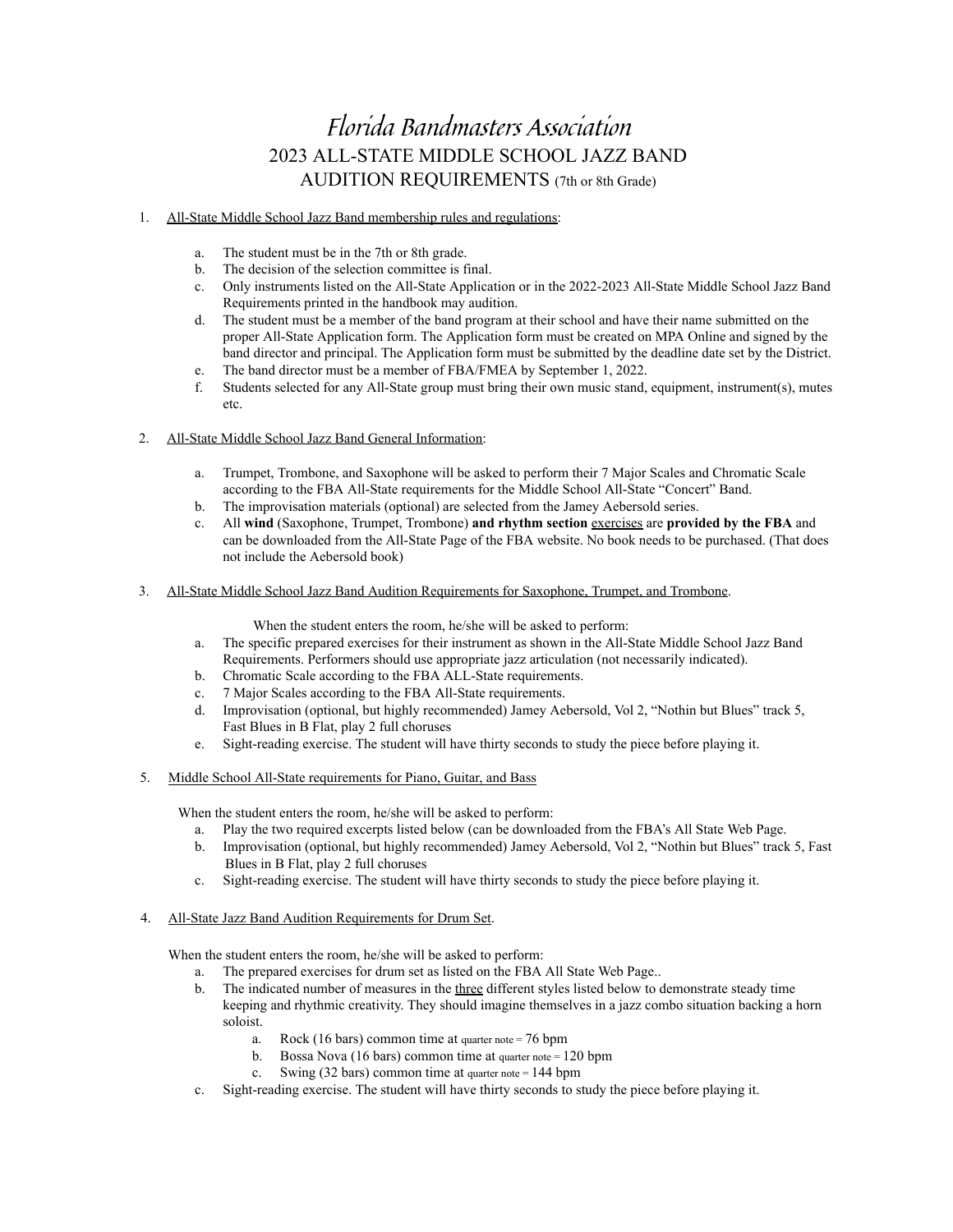# Florida Bandmasters Association

## 2023 ALL-STATE MIDDLE SCHOOL JAZZ BAND AUDITION REQUIREMENTS (7th or 8th Grade)

1. All-State Middle School Jazz Band membership rules and regulations:

    a. The student must be in the 7th or 8th grade.
    b. The decision of the selection committee is final.
    c. Only instruments listed on the All-State Application or in the 2022-2023 All-State Middle School Jazz Band Requirements printed in the handbook may audition.
    d. The student must be a member of the band program at their school and have their name submitted on the proper All-State Application form. The Application form must be created on MPA Online and signed by the band director and principal. The Application form must be submitted by the deadline date set by the District.
    e. The band director must be a member of FBA/FMEA by September 1, 2022.
    f. Students selected for any All-State group must bring their own music stand, equipment, instrument(s), mutes etc.

2. All-State Middle School Jazz Band General Information:

    a. Trumpet, Trombone, and Saxophone will be asked to perform their 7 Major Scales and Chromatic Scale according to the FBA All-State requirements for the Middle School All-State "Concert" Band.
    b. The improvisation materials (optional) are selected from the Jamey Aebersold series.
    c. All **wind** (Saxophone, Trumpet, Trombone) **and rhythm section** exercises are **provided by the FBA** and can be downloaded from the All-State Page of the FBA website. No book needs to be purchased. (That does not include the Aebersold book)

3. All-State Middle School Jazz Band Audition Requirements for Saxophone, Trumpet, and Trombone.

    When the student enters the room, he/she will be asked to perform:

    a. The specific prepared exercises for their instrument as shown in the All-State Middle School Jazz Band Requirements. Performers should use appropriate jazz articulation (not necessarily indicated).
    b. Chromatic Scale according to the FBA ALL-State requirements.
    c. 7 Major Scales according to the FBA All-State requirements.
    d. Improvisation (optional, but highly recommended) Jamey Aebersold, Vol 2, "Nothin but Blues" track 5, Fast Blues in B Flat, play 2 full choruses
    e. Sight-reading exercise. The student will have thirty seconds to study the piece before playing it.

5. Middle School All-State requirements for Piano, Guitar, and Bass

    When the student enters the room, he/she will be asked to perform:

    a. Play the two required excerpts listed below (can be downloaded from the FBA's All State Web Page.
    b. Improvisation (optional, but highly recommended) Jamey Aebersold, Vol 2, "Nothin but Blues" track 5, Fast Blues in B Flat, play 2 full choruses
    c. Sight-reading exercise. The student will have thirty seconds to study the piece before playing it.

4. All-State Jazz Band Audition Requirements for Drum Set.

    When the student enters the room, he/she will be asked to perform:

    a. The prepared exercises for drum set as listed on the FBA All State Web Page..
    b. The indicated number of measures in the three different styles listed below to demonstrate steady time keeping and rhythmic creativity. They should imagine themselves in a jazz combo situation backing a horn soloist.
        a. Rock (16 bars) common time at quarter note = 76 bpm
        b. Bossa Nova (16 bars) common time at quarter note = 120 bpm
        c. Swing (32 bars) common time at quarter note = 144 bpm
    c. Sight-reading exercise. The student will have thirty seconds to study the piece before playing it.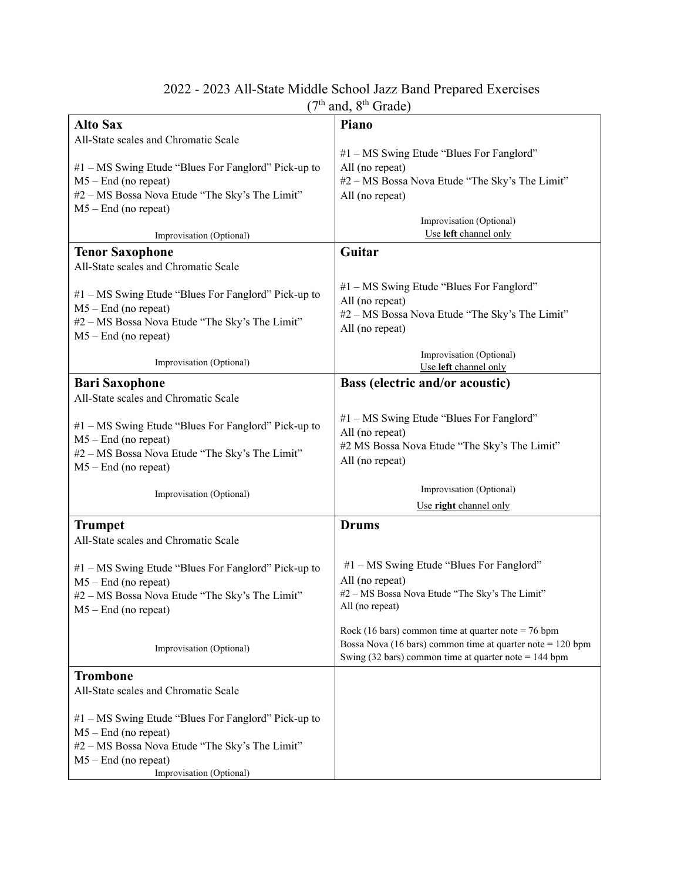2022 - 2023 All-State Middle School Jazz Band Prepared Exercises
($7^{th}$ and, $8^{th}$ Grade)

| | |
|---|---|
| **Alto Sax**<br>All-State scales and Chromatic Scale<br><br>#1 – MS Swing Etude "Blues For Fanglord" Pick-up to M5 – End (no repeat)<br>#2 – MS Bossa Nova Etude "The Sky's The Limit" M5 – End (no repeat)<br><br>Improvisation (Optional) | **Piano**<br><br>#1 – MS Swing Etude "Blues For Fanglord" All (no repeat)<br>#2 – MS Bossa Nova Etude "The Sky's The Limit" All (no repeat)<br><br>Improvisation (Optional)<br>Use **left** channel only |
| **Tenor Saxophone**<br>All-State scales and Chromatic Scale<br><br>#1 – MS Swing Etude "Blues For Fanglord" Pick-up to M5 – End (no repeat)<br>#2 – MS Bossa Nova Etude "The Sky's The Limit" M5 – End (no repeat)<br><br>Improvisation (Optional) | **Guitar**<br><br>#1 – MS Swing Etude "Blues For Fanglord" All (no repeat)<br>#2 – MS Bossa Nova Etude "The Sky's The Limit" All (no repeat)<br><br>Improvisation (Optional)<br>Use **left** channel only |
| **Bari Saxophone**<br>All-State scales and Chromatic Scale<br><br>#1 – MS Swing Etude "Blues For Fanglord" Pick-up to M5 – End (no repeat)<br>#2 – MS Bossa Nova Etude "The Sky's The Limit" M5 – End (no repeat)<br><br>Improvisation (Optional) | **Bass (electric and/or acoustic)**<br><br>#1 – MS Swing Etude "Blues For Fanglord" All (no repeat)<br>#2 MS Bossa Nova Etude "The Sky's The Limit" All (no repeat)<br><br>Improvisation (Optional)<br>Use **right** channel only |
| **Trumpet**<br>All-State scales and Chromatic Scale<br><br>#1 – MS Swing Etude "Blues For Fanglord" Pick-up to M5 – End (no repeat)<br>#2 – MS Bossa Nova Etude "The Sky's The Limit" M5 – End (no repeat)<br><br>Improvisation (Optional) | **Drums**<br><br>#1 – MS Swing Etude "Blues For Fanglord" All (no repeat)<br>#2 – MS Bossa Nova Etude "The Sky's The Limit" All (no repeat)<br><br>Rock (16 bars) common time at quarter note = 76 bpm<br>Bossa Nova (16 bars) common time at quarter note = 120 bpm<br>Swing (32 bars) common time at quarter note = 144 bpm |
| **Trombone**<br>All-State scales and Chromatic Scale<br><br>#1 – MS Swing Etude "Blues For Fanglord" Pick-up to M5 – End (no repeat)<br>#2 – MS Bossa Nova Etude "The Sky's The Limit" M5 – End (no repeat)<br>Improvisation (Optional) | |